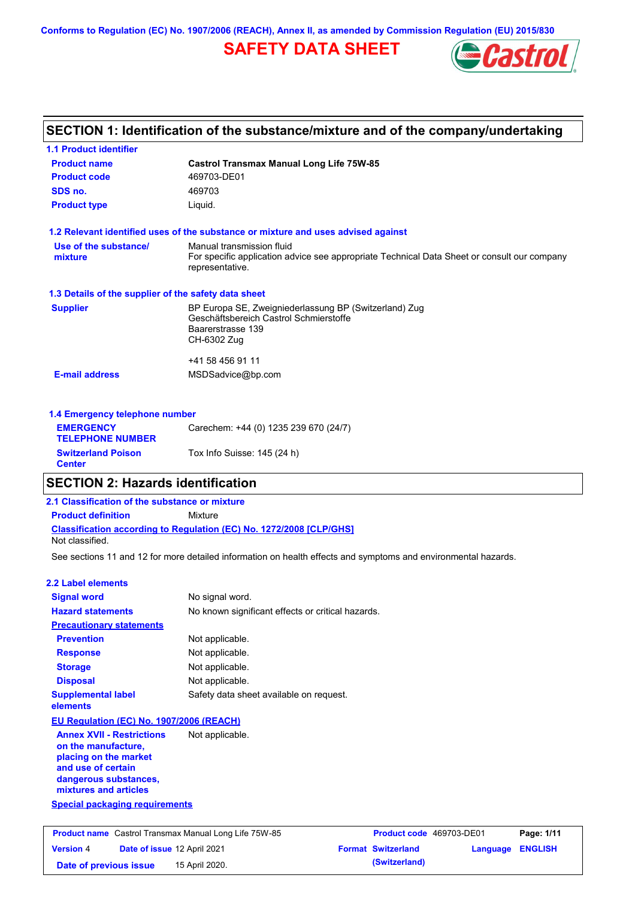Conforms to Regulation (EC) No. 1907/2006 (REACH), Annex II, as amended by Commission Regulation (EU) 2015/830

# SAFETY DATA SHEET

## SECTION 1: Identification of the substance/mixture and of the company/undertaking

### 1.1 Product identifier

| | |
|---|---|
| **Product name** | **Castrol Transmax Manual Long Life 75W-85** |
| **Product code** | 469703-DE01 |
| **SDS no.** | 469703 |
| **Product type** | Liquid. |

### 1.2 Relevant identified uses of the substance or mixture and uses advised against

| | |
|---|---|
| **Use of the substance/ mixture** | Manual transmission fluid<br>For specific application advice see appropriate Technical Data Sheet or consult our company representative. |

### 1.3 Details of the supplier of the safety data sheet

| | |
|---|---|
| **Supplier** | BP Europa SE, Zweigniederlassung BP (Switzerland) Zug<br>Geschäftsbereich Castrol Schmierstoffe<br>Baarerstrasse 139<br>CH-6302 Zug<br><br>+41 58 456 91 11 |
| **E-mail address** | MSDSadvice@bp.com |

### 1.4 Emergency telephone number

| | |
|---|---|
| **EMERGENCY TELEPHONE NUMBER** | Carechem: +44 (0) 1235 239 670 (24/7) |
| **Switzerland Poison Center** | Tox Info Suisse: 145 (24 h) |

## SECTION 2: Hazards identification

### 2.1 Classification of the substance or mixture

**Product definition** Mixture

**Classification according to Regulation (EC) No. 1272/2008 [CLP/GHS]**

Not classified.

See sections 11 and 12 for more detailed information on health effects and symptoms and environmental hazards.

### 2.2 Label elements

| | |
|---|---|
| **Signal word** | No signal word. |
| **Hazard statements** | No known significant effects or critical hazards. |
| **Precautionary statements** | |
| **Prevention** | Not applicable. |
| **Response** | Not applicable. |
| **Storage** | Not applicable. |
| **Disposal** | Not applicable. |
| **Supplemental label elements** | Safety data sheet available on request. |

**EU Regulation (EC) No. 1907/2006 (REACH)**

| | |
|---|---|
| **Annex XVII - Restrictions on the manufacture, placing on the market and use of certain dangerous substances, mixtures and articles** | Not applicable. |

**Special packaging requirements**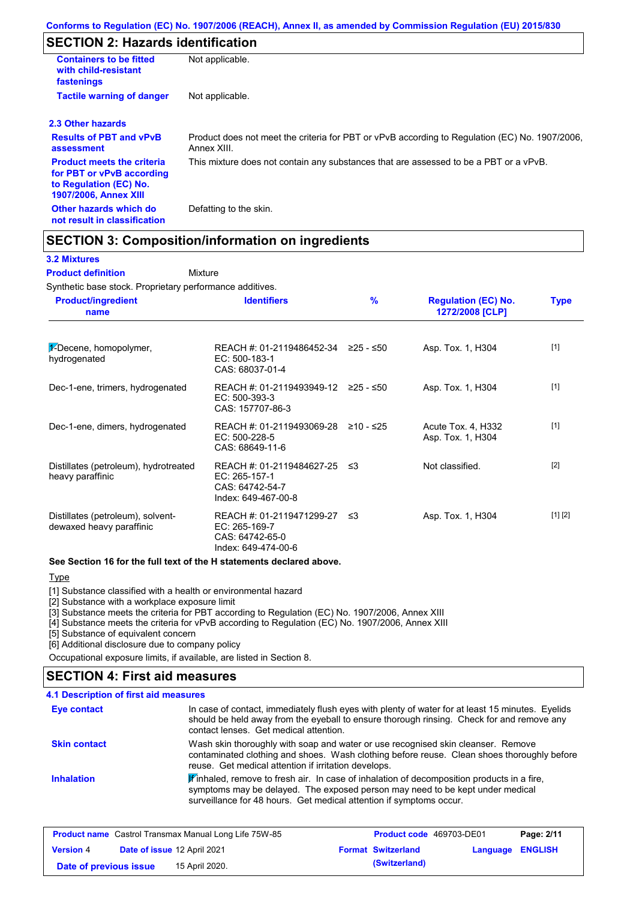Conforms to Regulation (EC) No. 1907/2006 (REACH), Annex II, as amended by Commission Regulation (EU) 2015/830

## SECTION 2: Hazards identification

| | |
|---|---|
| **Containers to be fitted with child-resistant fastenings** | Not applicable. |
| **Tactile warning of danger** | Not applicable. |

### 2.3 Other hazards

| | |
|---|---|
| **Results of PBT and vPvB assessment** | Product does not meet the criteria for PBT or vPvB according to Regulation (EC) No. 1907/2006, Annex XIII. |
| **Product meets the criteria for PBT or vPvB according to Regulation (EC) No. 1907/2006, Annex XIII** | This mixture does not contain any substances that are assessed to be a PBT or a vPvB. |
| **Other hazards which do not result in classification** | Defatting to the skin. |

## SECTION 3: Composition/information on ingredients

### 3.2 Mixtures

**Product definition** Mixture

Synthetic base stock. Proprietary performance additives.

| Product/ingredient name | Identifiers | % | Regulation (EC) No. 1272/2008 [CLP] | Type |
|---|---|---|---|---|
| 1-Decene, homopolymer, hydrogenated | REACH #: 01-2119486452-34<br>EC: 500-183-1<br>CAS: 68037-01-4 | ≥25 - ≤50 | Asp. Tox. 1, H304 | [1] |
| Dec-1-ene, trimers, hydrogenated | REACH #: 01-2119493949-12<br>EC: 500-393-3<br>CAS: 157707-86-3 | ≥25 - ≤50 | Asp. Tox. 1, H304 | [1] |
| Dec-1-ene, dimers, hydrogenated | REACH #: 01-2119493069-28<br>EC: 500-228-5<br>CAS: 68649-11-6 | ≥10 - ≤25 | Acute Tox. 4, H332<br>Asp. Tox. 1, H304 | [1] |
| Distillates (petroleum), hydrotreated heavy paraffinic | REACH #: 01-2119484627-25<br>EC: 265-157-1<br>CAS: 64742-54-7<br>Index: 649-467-00-8 | ≤3 | Not classified. | [2] |
| Distillates (petroleum), solvent-dewaxed heavy paraffinic | REACH #: 01-2119471299-27<br>EC: 265-169-7<br>CAS: 64742-65-0<br>Index: 649-474-00-6 | ≤3 | Asp. Tox. 1, H304 | [1] [2] |

**See Section 16 for the full text of the H statements declared above.**

Type

[1] Substance classified with a health or environmental hazard
[2] Substance with a workplace exposure limit
[3] Substance meets the criteria for PBT according to Regulation (EC) No. 1907/2006, Annex XIII
[4] Substance meets the criteria for vPvB according to Regulation (EC) No. 1907/2006, Annex XIII
[5] Substance of equivalent concern
[6] Additional disclosure due to company policy

Occupational exposure limits, if available, are listed in Section 8.

## SECTION 4: First aid measures

### 4.1 Description of first aid measures

| | |
|---|---|
| **Eye contact** | In case of contact, immediately flush eyes with plenty of water for at least 15 minutes. Eyelids should be held away from the eyeball to ensure thorough rinsing. Check for and remove any contact lenses. Get medical attention. |
| **Skin contact** | Wash skin thoroughly with soap and water or use recognised skin cleanser. Remove contaminated clothing and shoes. Wash clothing before reuse. Clean shoes thoroughly before reuse. Get medical attention if irritation develops. |
| **Inhalation** | If inhaled, remove to fresh air. In case of inhalation of decomposition products in a fire, symptoms may be delayed. The exposed person may need to be kept under medical surveillance for 48 hours. Get medical attention if symptoms occur. |

| | | | |
|---|---|---|---|
| **Product name** Castrol Transmax Manual Long Life 75W-85 | | **Product code** 469703-DE01 | |
| **Version** 4 | **Date of issue** 12 April 2021 | **Format** Switzerland (Switzerland) | **Language** ENGLISH |
| **Date of previous issue** | 15 April 2020. | | |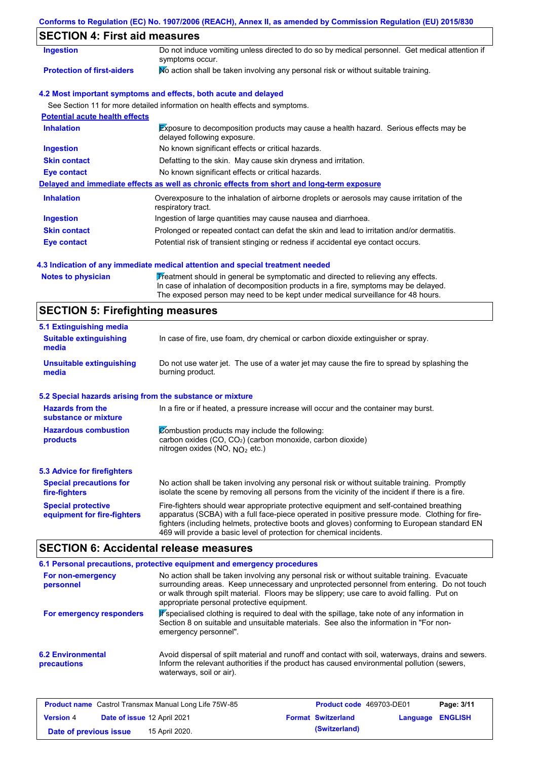## SECTION 4: First aid measures

| | |
|---|---|
| **Ingestion** | Do not induce vomiting unless directed to do so by medical personnel. Get medical attention if symptoms occur. |
| **Protection of first-aiders** | No action shall be taken involving any personal risk or without suitable training. |

### 4.2 Most important symptoms and effects, both acute and delayed

See Section 11 for more detailed information on health effects and symptoms.

**Potential acute health effects**

| | |
|---|---|
| **Inhalation** | Exposure to decomposition products may cause a health hazard. Serious effects may be delayed following exposure. |
| **Ingestion** | No known significant effects or critical hazards. |
| **Skin contact** | Defatting to the skin. May cause skin dryness and irritation. |
| **Eye contact** | No known significant effects or critical hazards. |

**Delayed and immediate effects as well as chronic effects from short and long-term exposure**

| | |
|---|---|
| **Inhalation** | Overexposure to the inhalation of airborne droplets or aerosols may cause irritation of the respiratory tract. |
| **Ingestion** | Ingestion of large quantities may cause nausea and diarrhoea. |
| **Skin contact** | Prolonged or repeated contact can defat the skin and lead to irritation and/or dermatitis. |
| **Eye contact** | Potential risk of transient stinging or redness if accidental eye contact occurs. |

### 4.3 Indication of any immediate medical attention and special treatment needed

| | |
|---|---|
| **Notes to physician** | Treatment should in general be symptomatic and directed to relieving any effects. In case of inhalation of decomposition products in a fire, symptoms may be delayed. The exposed person may need to be kept under medical surveillance for 48 hours. |

## SECTION 5: Firefighting measures

### 5.1 Extinguishing media

| | |
|---|---|
| **Suitable extinguishing media** | In case of fire, use foam, dry chemical or carbon dioxide extinguisher or spray. |
| **Unsuitable extinguishing media** | Do not use water jet. The use of a water jet may cause the fire to spread by splashing the burning product. |

### 5.2 Special hazards arising from the substance or mixture

| | |
|---|---|
| **Hazards from the substance or mixture** | In a fire or if heated, a pressure increase will occur and the container may burst. |
| **Hazardous combustion products** | Combustion products may include the following: carbon oxides (CO, $CO_2$) (carbon monoxide, carbon dioxide) nitrogen oxides (NO, $NO_2$ etc.) |

### 5.3 Advice for firefighters

| | |
|---|---|
| **Special precautions for fire-fighters** | No action shall be taken involving any personal risk or without suitable training. Promptly isolate the scene by removing all persons from the vicinity of the incident if there is a fire. |
| **Special protective equipment for fire-fighters** | Fire-fighters should wear appropriate protective equipment and self-contained breathing apparatus (SCBA) with a full face-piece operated in positive pressure mode. Clothing for fire-fighters (including helmets, protective boots and gloves) conforming to European standard EN 469 will provide a basic level of protection for chemical incidents. |

## SECTION 6: Accidental release measures

### 6.1 Personal precautions, protective equipment and emergency procedures

| | |
|---|---|
| **For non-emergency personnel** | No action shall be taken involving any personal risk or without suitable training. Evacuate surrounding areas. Keep unnecessary and unprotected personnel from entering. Do not touch or walk through spilt material. Floors may be slippery; use care to avoid falling. Put on appropriate personal protective equipment. |
| **For emergency responders** | If specialised clothing is required to deal with the spillage, take note of any information in Section 8 on suitable and unsuitable materials. See also the information in "For non-emergency personnel". |

| | |
|---|---|
| **6.2 Environmental precautions** | Avoid dispersal of spilt material and runoff and contact with soil, waterways, drains and sewers. Inform the relevant authorities if the product has caused environmental pollution (sewers, waterways, soil or air). |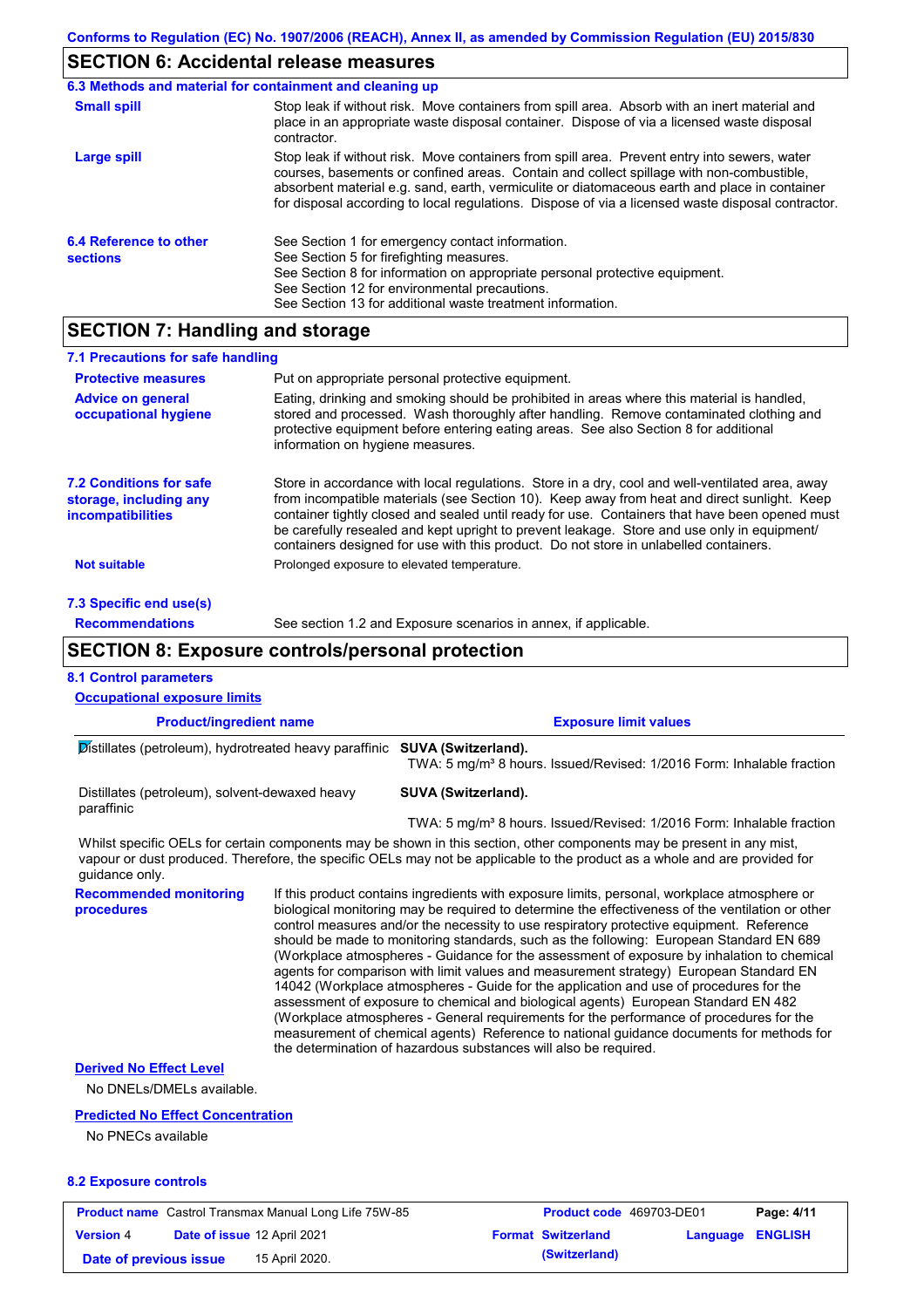Conforms to Regulation (EC) No. 1907/2006 (REACH), Annex II, as amended by Commission Regulation (EU) 2015/830

## SECTION 6: Accidental release measures

### 6.3 Methods and material for containment and cleaning up

**Small spill**

Stop leak if without risk. Move containers from spill area. Absorb with an inert material and place in an appropriate waste disposal container. Dispose of via a licensed waste disposal contractor.

**Large spill**

Stop leak if without risk. Move containers from spill area. Prevent entry into sewers, water courses, basements or confined areas. Contain and collect spillage with non-combustible, absorbent material e.g. sand, earth, vermiculite or diatomaceous earth and place in container for disposal according to local regulations. Dispose of via a licensed waste disposal contractor.

### 6.4 Reference to other sections

See Section 1 for emergency contact information.
See Section 5 for firefighting measures.
See Section 8 for information on appropriate personal protective equipment.
See Section 12 for environmental precautions.
See Section 13 for additional waste treatment information.

## SECTION 7: Handling and storage

### 7.1 Precautions for safe handling

**Protective measures**

Put on appropriate personal protective equipment.

**Advice on general occupational hygiene**

Eating, drinking and smoking should be prohibited in areas where this material is handled, stored and processed. Wash thoroughly after handling. Remove contaminated clothing and protective equipment before entering eating areas. See also Section 8 for additional information on hygiene measures.

### 7.2 Conditions for safe storage, including any incompatibilities

Store in accordance with local regulations. Store in a dry, cool and well-ventilated area, away from incompatible materials (see Section 10). Keep away from heat and direct sunlight. Keep container tightly closed and sealed until ready for use. Containers that have been opened must be carefully resealed and kept upright to prevent leakage. Store and use only in equipment/ containers designed for use with this product. Do not store in unlabelled containers.

**Not suitable**

Prolonged exposure to elevated temperature.

### 7.3 Specific end use(s)

**Recommendations**

See section 1.2 and Exposure scenarios in annex, if applicable.

## SECTION 8: Exposure controls/personal protection

### 8.1 Control parameters

**Occupational exposure limits**

| Product/ingredient name | Exposure limit values |
|---|---|
| Distillates (petroleum), hydrotreated heavy paraffinic | **SUVA (Switzerland).** TWA: 5 mg/m³ 8 hours. Issued/Revised: 1/2016 Form: Inhalable fraction |
| Distillates (petroleum), solvent-dewaxed heavy paraffinic | **SUVA (Switzerland).** TWA: 5 mg/m³ 8 hours. Issued/Revised: 1/2016 Form: Inhalable fraction |

Whilst specific OELs for certain components may be shown in this section, other components may be present in any mist, vapour or dust produced. Therefore, the specific OELs may not be applicable to the product as a whole and are provided for guidance only.

**Recommended monitoring procedures**

If this product contains ingredients with exposure limits, personal, workplace atmosphere or biological monitoring may be required to determine the effectiveness of the ventilation or other control measures and/or the necessity to use respiratory protective equipment. Reference should be made to monitoring standards, such as the following: European Standard EN 689 (Workplace atmospheres - Guidance for the assessment of exposure by inhalation to chemical agents for comparison with limit values and measurement strategy) European Standard EN 14042 (Workplace atmospheres - Guide for the application and use of procedures for the assessment of exposure to chemical and biological agents) European Standard EN 482 (Workplace atmospheres - General requirements for the performance of procedures for the measurement of chemical agents) Reference to national guidance documents for methods for the determination of hazardous substances will also be required.

**Derived No Effect Level**

No DNELs/DMELs available.

**Predicted No Effect Concentration**

No PNECs available

### 8.2 Exposure controls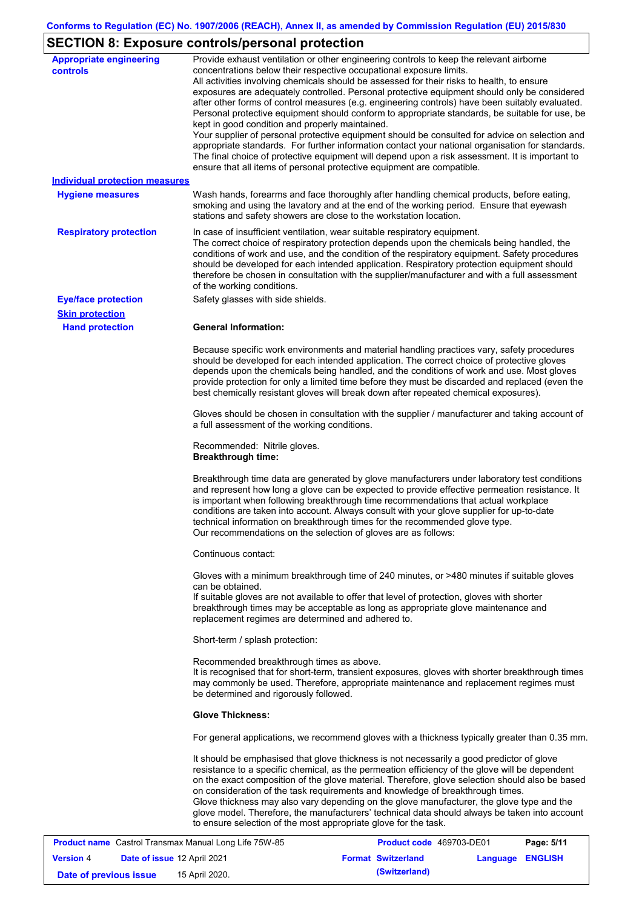## SECTION 8: Exposure controls/personal protection

**Appropriate engineering controls**

Provide exhaust ventilation or other engineering controls to keep the relevant airborne concentrations below their respective occupational exposure limits.
All activities involving chemicals should be assessed for their risks to health, to ensure exposures are adequately controlled. Personal protective equipment should only be considered after other forms of control measures (e.g. engineering controls) have been suitably evaluated. Personal protective equipment should conform to appropriate standards, be suitable for use, be kept in good condition and properly maintained.
Your supplier of personal protective equipment should be consulted for advice on selection and appropriate standards. For further information contact your national organisation for standards. The final choice of protective equipment will depend upon a risk assessment. It is important to ensure that all items of personal protective equipment are compatible.

**Individual protection measures**

**Hygiene measures**

Wash hands, forearms and face thoroughly after handling chemical products, before eating, smoking and using the lavatory and at the end of the working period. Ensure that eyewash stations and safety showers are close to the workstation location.

**Respiratory protection**

In case of insufficient ventilation, wear suitable respiratory equipment.
The correct choice of respiratory protection depends upon the chemicals being handled, the conditions of work and use, and the condition of the respiratory equipment. Safety procedures should be developed for each intended application. Respiratory protection equipment should therefore be chosen in consultation with the supplier/manufacturer and with a full assessment of the working conditions.

**Eye/face protection**

Safety glasses with side shields.

**Skin protection**

**Hand protection**

**General Information:**

Because specific work environments and material handling practices vary, safety procedures should be developed for each intended application. The correct choice of protective gloves depends upon the chemicals being handled, and the conditions of work and use. Most gloves provide protection for only a limited time before they must be discarded and replaced (even the best chemically resistant gloves will break down after repeated chemical exposures).

Gloves should be chosen in consultation with the supplier / manufacturer and taking account of a full assessment of the working conditions.

Recommended: Nitrile gloves.
**Breakthrough time:**

Breakthrough time data are generated by glove manufacturers under laboratory test conditions and represent how long a glove can be expected to provide effective permeation resistance. It is important when following breakthrough time recommendations that actual workplace conditions are taken into account. Always consult with your glove supplier for up-to-date technical information on breakthrough times for the recommended glove type.
Our recommendations on the selection of gloves are as follows:

Continuous contact:

Gloves with a minimum breakthrough time of 240 minutes, or >480 minutes if suitable gloves can be obtained.
If suitable gloves are not available to offer that level of protection, gloves with shorter breakthrough times may be acceptable as long as appropriate glove maintenance and replacement regimes are determined and adhered to.

Short-term / splash protection:

Recommended breakthrough times as above.
It is recognised that for short-term, transient exposures, gloves with shorter breakthrough times may commonly be used. Therefore, appropriate maintenance and replacement regimes must be determined and rigorously followed.

**Glove Thickness:**

For general applications, we recommend gloves with a thickness typically greater than 0.35 mm.

It should be emphasised that glove thickness is not necessarily a good predictor of glove resistance to a specific chemical, as the permeation efficiency of the glove will be dependent on the exact composition of the glove material. Therefore, glove selection should also be based on consideration of the task requirements and knowledge of breakthrough times.
Glove thickness may also vary depending on the glove manufacturer, the glove type and the glove model. Therefore, the manufacturers' technical data should always be taken into account to ensure selection of the most appropriate glove for the task.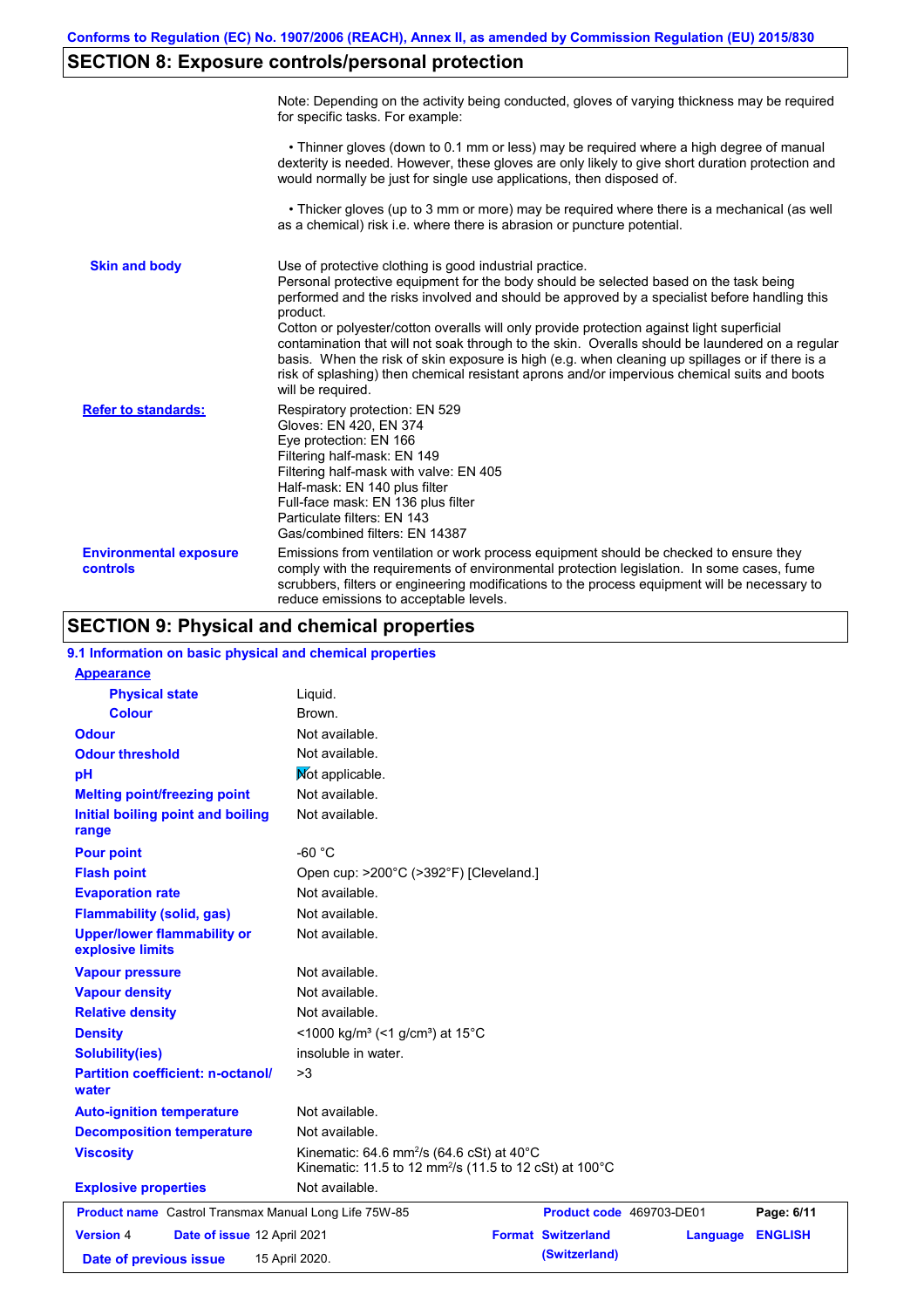## SECTION 8: Exposure controls/personal protection

| | |
|---|---|
| | Note: Depending on the activity being conducted, gloves of varying thickness may be required for specific tasks. For example:<br><br>• Thinner gloves (down to 0.1 mm or less) may be required where a high degree of manual dexterity is needed. However, these gloves are only likely to give short duration protection and would normally be just for single use applications, then disposed of.<br><br>• Thicker gloves (up to 3 mm or more) may be required where there is a mechanical (as well as a chemical) risk i.e. where there is abrasion or puncture potential. |
| **Skin and body** | Use of protective clothing is good industrial practice.<br>Personal protective equipment for the body should be selected based on the task being performed and the risks involved and should be approved by a specialist before handling this product.<br>Cotton or polyester/cotton overalls will only provide protection against light superficial contamination that will not soak through to the skin. Overalls should be laundered on a regular basis. When the risk of skin exposure is high (e.g. when cleaning up spillages or if there is a risk of splashing) then chemical resistant aprons and/or impervious chemical suits and boots will be required. |
| **Refer to standards:** | Respiratory protection: EN 529<br>Gloves: EN 420, EN 374<br>Eye protection: EN 166<br>Filtering half-mask: EN 149<br>Filtering half-mask with valve: EN 405<br>Half-mask: EN 140 plus filter<br>Full-face mask: EN 136 plus filter<br>Particulate filters: EN 143<br>Gas/combined filters: EN 14387 |
| **Environmental exposure controls** | Emissions from ventilation or work process equipment should be checked to ensure they comply with the requirements of environmental protection legislation. In some cases, fume scrubbers, filters or engineering modifications to the process equipment will be necessary to reduce emissions to acceptable levels. |

## SECTION 9: Physical and chemical properties

### 9.1 Information on basic physical and chemical properties

| | |
|---|---|
| **Appearance** | |
| **Physical state** | Liquid. |
| **Colour** | Brown. |
| **Odour** | Not available. |
| **Odour threshold** | Not available. |
| **pH** | Not applicable. |
| **Melting point/freezing point** | Not available. |
| **Initial boiling point and boiling range** | Not available. |
| **Pour point** | -60 °C |
| **Flash point** | Open cup: >200°C (>392°F) [Cleveland.] |
| **Evaporation rate** | Not available. |
| **Flammability (solid, gas)** | Not available. |
| **Upper/lower flammability or explosive limits** | Not available. |
| **Vapour pressure** | Not available. |
| **Vapour density** | Not available. |
| **Relative density** | Not available. |
| **Density** | <1000 kg/m³ (<1 g/cm³) at 15°C |
| **Solubility(ies)** | insoluble in water. |
| **Partition coefficient: n-octanol/water** | >3 |
| **Auto-ignition temperature** | Not available. |
| **Decomposition temperature** | Not available. |
| **Viscosity** | Kinematic: 64.6 mm²/s (64.6 cSt) at 40°C<br>Kinematic: 11.5 to 12 mm²/s (11.5 to 12 cSt) at 100°C |
| **Explosive properties** | Not available. |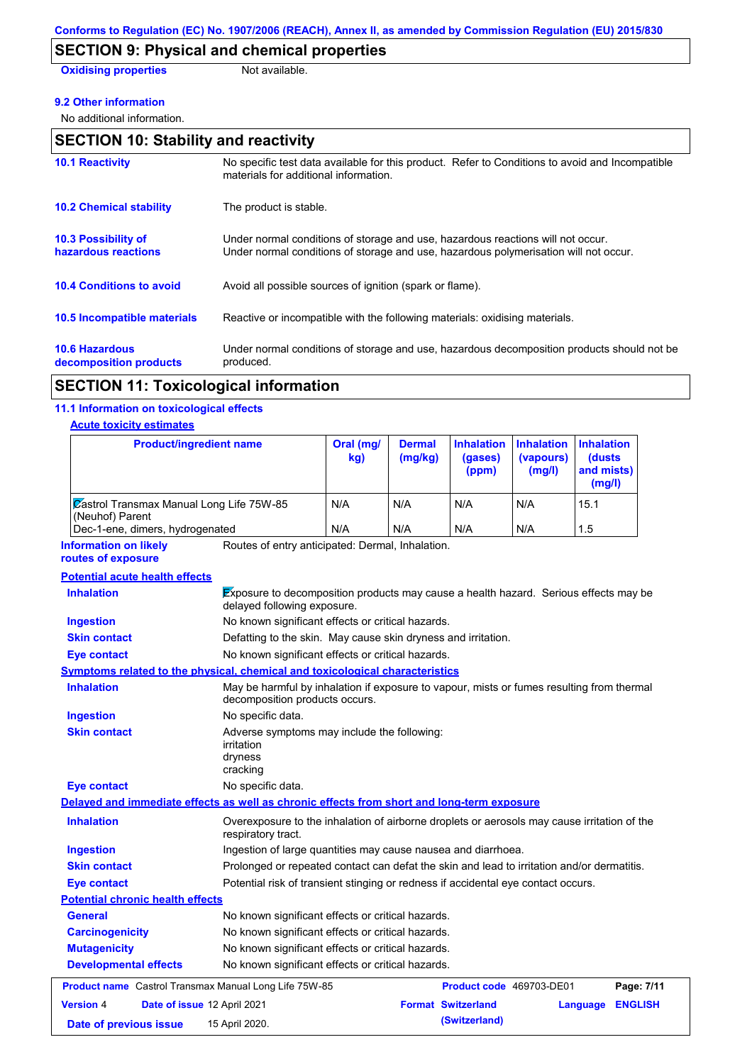Conforms to Regulation (EC) No. 1907/2006 (REACH), Annex II, as amended by Commission Regulation (EU) 2015/830

## SECTION 9: Physical and chemical properties

**Oxidising properties** Not available.

**9.2 Other information**

No additional information.

## SECTION 10: Stability and reactivity

**10.1 Reactivity** No specific test data available for this product. Refer to Conditions to avoid and Incompatible materials for additional information.

**10.2 Chemical stability** The product is stable.

**10.3 Possibility of hazardous reactions** Under normal conditions of storage and use, hazardous reactions will not occur. Under normal conditions of storage and use, hazardous polymerisation will not occur.

**10.4 Conditions to avoid** Avoid all possible sources of ignition (spark or flame).

**10.5 Incompatible materials** Reactive or incompatible with the following materials: oxidising materials.

**10.6 Hazardous decomposition products** Under normal conditions of storage and use, hazardous decomposition products should not be produced.

## SECTION 11: Toxicological information

**11.1 Information on toxicological effects**

**Acute toxicity estimates**

| Product/ingredient name | Oral (mg/kg) | Dermal (mg/kg) | Inhalation (gases) (ppm) | Inhalation (vapours) (mg/l) | Inhalation (dusts and mists) (mg/l) |
|---|---|---|---|---|---|
| Castrol Transmax Manual Long Life 75W-85 (Neuhof) Parent | N/A | N/A | N/A | N/A | 15.1 |
| Dec-1-ene, dimers, hydrogenated | N/A | N/A | N/A | N/A | 1.5 |

**Information on likely routes of exposure** Routes of entry anticipated: Dermal, Inhalation.

**Potential acute health effects**

**Inhalation** Exposure to decomposition products may cause a health hazard. Serious effects may be delayed following exposure.

**Ingestion** No known significant effects or critical hazards.

**Skin contact** Defatting to the skin. May cause skin dryness and irritation.

**Eye contact** No known significant effects or critical hazards.

**Symptoms related to the physical, chemical and toxicological characteristics**

**Inhalation** May be harmful by inhalation if exposure to vapour, mists or fumes resulting from thermal decomposition products occurs.

**Ingestion** No specific data.

**Skin contact** Adverse symptoms may include the following:
irritation
dryness
cracking

**Eye contact** No specific data.

**Delayed and immediate effects as well as chronic effects from short and long-term exposure**

**Inhalation** Overexposure to the inhalation of airborne droplets or aerosols may cause irritation of the respiratory tract.

**Ingestion** Ingestion of large quantities may cause nausea and diarrhoea.

**Skin contact** Prolonged or repeated contact can defat the skin and lead to irritation and/or dermatitis.

**Eye contact** Potential risk of transient stinging or redness if accidental eye contact occurs.

**Potential chronic health effects**

**General** No known significant effects or critical hazards.

**Carcinogenicity** No known significant effects or critical hazards.

**Mutagenicity** No known significant effects or critical hazards.

**Developmental effects** No known significant effects or critical hazards.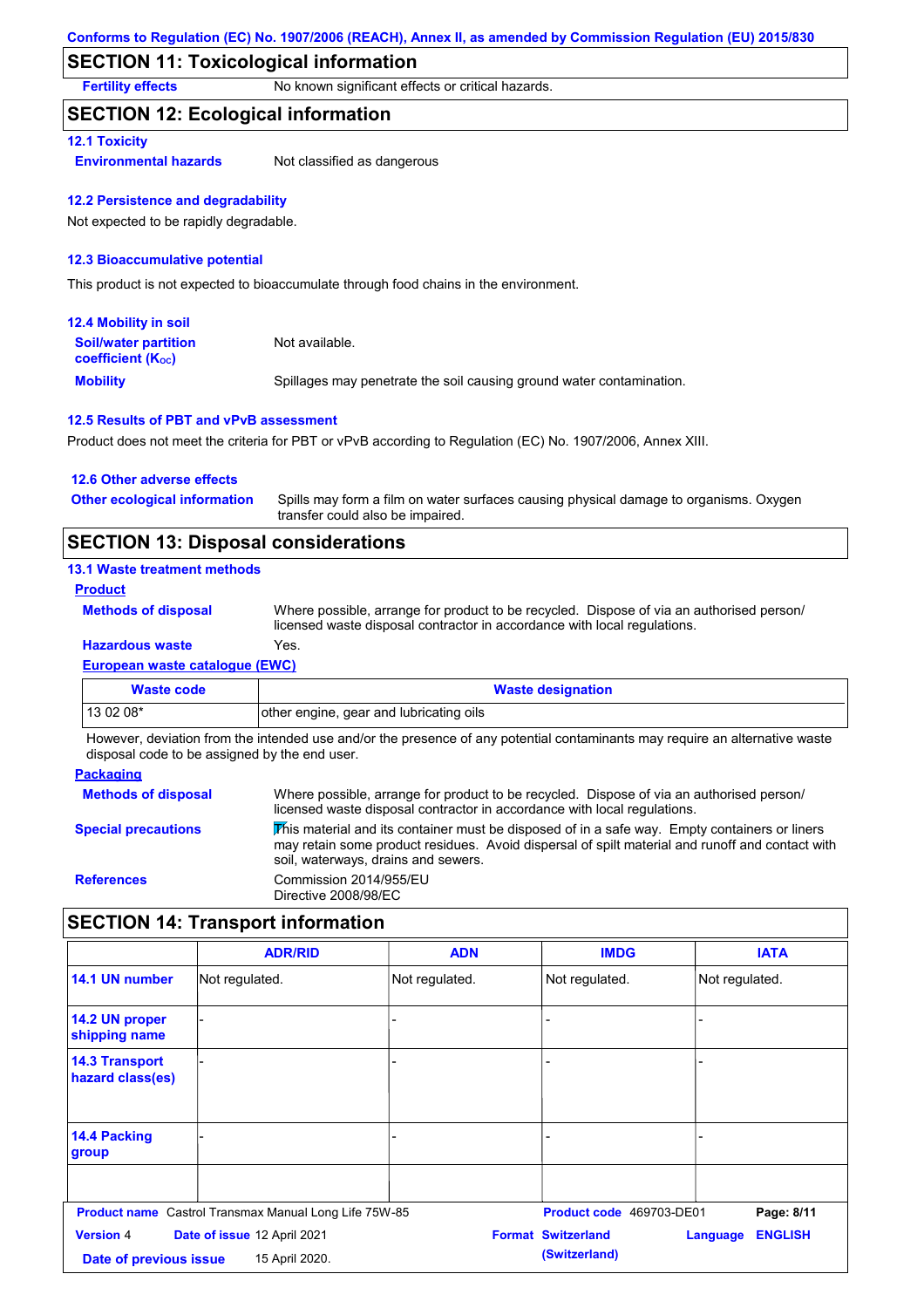## SECTION 11: Toxicological information

**Fertility effects** No known significant effects or critical hazards.

## SECTION 12: Ecological information

### 12.1 Toxicity

**Environmental hazards** Not classified as dangerous

### 12.2 Persistence and degradability

Not expected to be rapidly degradable.

### 12.3 Bioaccumulative potential

This product is not expected to bioaccumulate through food chains in the environment.

### 12.4 Mobility in soil

**Soil/water partition coefficient ($K_{OC}$)** Not available.

**Mobility** Spillages may penetrate the soil causing ground water contamination.

### 12.5 Results of PBT and vPvB assessment

Product does not meet the criteria for PBT or vPvB according to Regulation (EC) No. 1907/2006, Annex XIII.

### 12.6 Other adverse effects

**Other ecological information** Spills may form a film on water surfaces causing physical damage to organisms. Oxygen transfer could also be impaired.

## SECTION 13: Disposal considerations

### 13.1 Waste treatment methods

**Product**

**Methods of disposal** Where possible, arrange for product to be recycled. Dispose of via an authorised person/ licensed waste disposal contractor in accordance with local regulations.

**Hazardous waste** Yes.

**European waste catalogue (EWC)**

| Waste code | Waste designation |
|---|---|
| 13 02 08* | other engine, gear and lubricating oils |

However, deviation from the intended use and/or the presence of any potential contaminants may require an alternative waste disposal code to be assigned by the end user.

**Packaging**

**Methods of disposal** Where possible, arrange for product to be recycled. Dispose of via an authorised person/ licensed waste disposal contractor in accordance with local regulations.

**Special precautions** This material and its container must be disposed of in a safe way. Empty containers or liners may retain some product residues. Avoid dispersal of spilt material and runoff and contact with soil, waterways, drains and sewers.

**References** Commission 2014/955/EU
Directive 2008/98/EC

## SECTION 14: Transport information

| | ADR/RID | ADN | IMDG | IATA |
|---|---|---|---|---|
| 14.1 UN number | Not regulated. | Not regulated. | Not regulated. | Not regulated. |
| 14.2 UN proper shipping name | - | - | - | - |
| 14.3 Transport hazard class(es) | - | - | - | - |
| 14.4 Packing group | - | - | - | - |
| | | | | |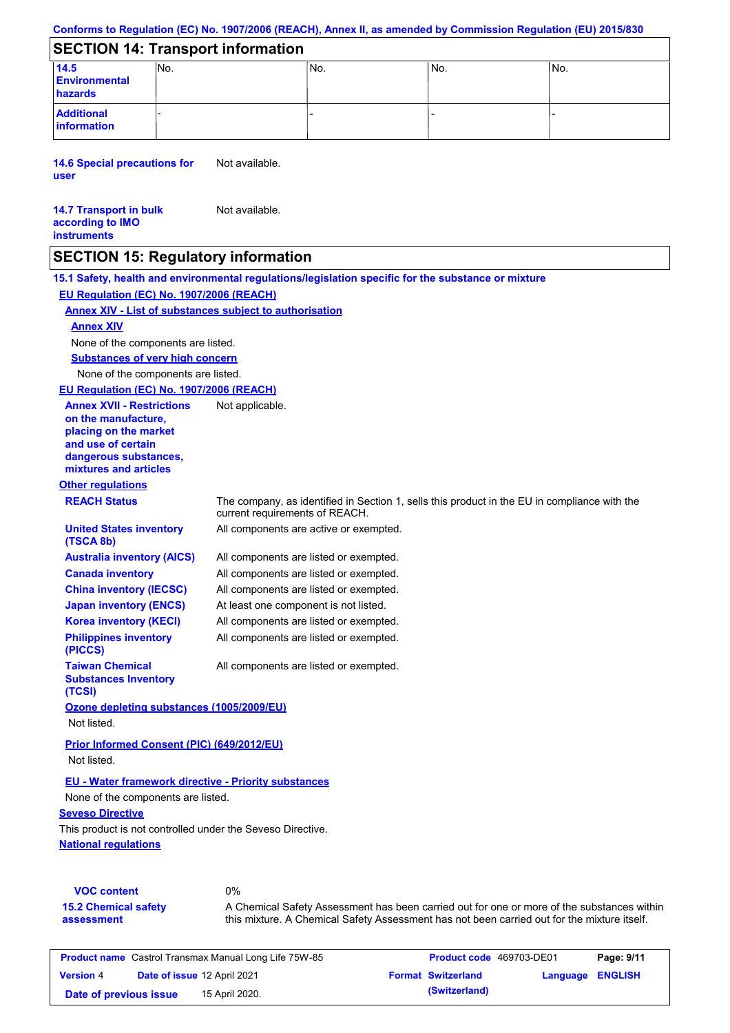## SECTION 14: Transport information

| | | | | |
|---|---|---|---|---|
| **14.5 Environmental hazards** | No. | No. | No. | No. |
| **Additional information** | - | - | - | - |

**14.6 Special precautions for user**: Not available.

**14.7 Transport in bulk according to IMO instruments**: Not available.

## SECTION 15: Regulatory information

**15.1 Safety, health and environmental regulations/legislation specific for the substance or mixture**

**EU Regulation (EC) No. 1907/2006 (REACH)**

**Annex XIV - List of substances subject to authorisation**

**Annex XIV**

None of the components are listed.

**Substances of very high concern**

None of the components are listed.

**EU Regulation (EC) No. 1907/2006 (REACH)**

**Annex XVII - Restrictions on the manufacture, placing on the market and use of certain dangerous substances, mixtures and articles**: Not applicable.

**Other regulations**

| | |
|---|---|
| **REACH Status** | The company, as identified in Section 1, sells this product in the EU in compliance with the current requirements of REACH. |
| **United States inventory (TSCA 8b)** | All components are active or exempted. |
| **Australia inventory (AICS)** | All components are listed or exempted. |
| **Canada inventory** | All components are listed or exempted. |
| **China inventory (IECSC)** | All components are listed or exempted. |
| **Japan inventory (ENCS)** | At least one component is not listed. |
| **Korea inventory (KECI)** | All components are listed or exempted. |
| **Philippines inventory (PICCS)** | All components are listed or exempted. |
| **Taiwan Chemical Substances Inventory (TCSI)** | All components are listed or exempted. |

**Ozone depleting substances (1005/2009/EU)**

Not listed.

**Prior Informed Consent (PIC) (649/2012/EU)**

Not listed.

**EU - Water framework directive - Priority substances**

None of the components are listed.

**Seveso Directive**

This product is not controlled under the Seveso Directive.

**National regulations**

**VOC content**: 0%

**15.2 Chemical safety assessment**: A Chemical Safety Assessment has been carried out for one or more of the substances within this mixture. A Chemical Safety Assessment has not been carried out for the mixture itself.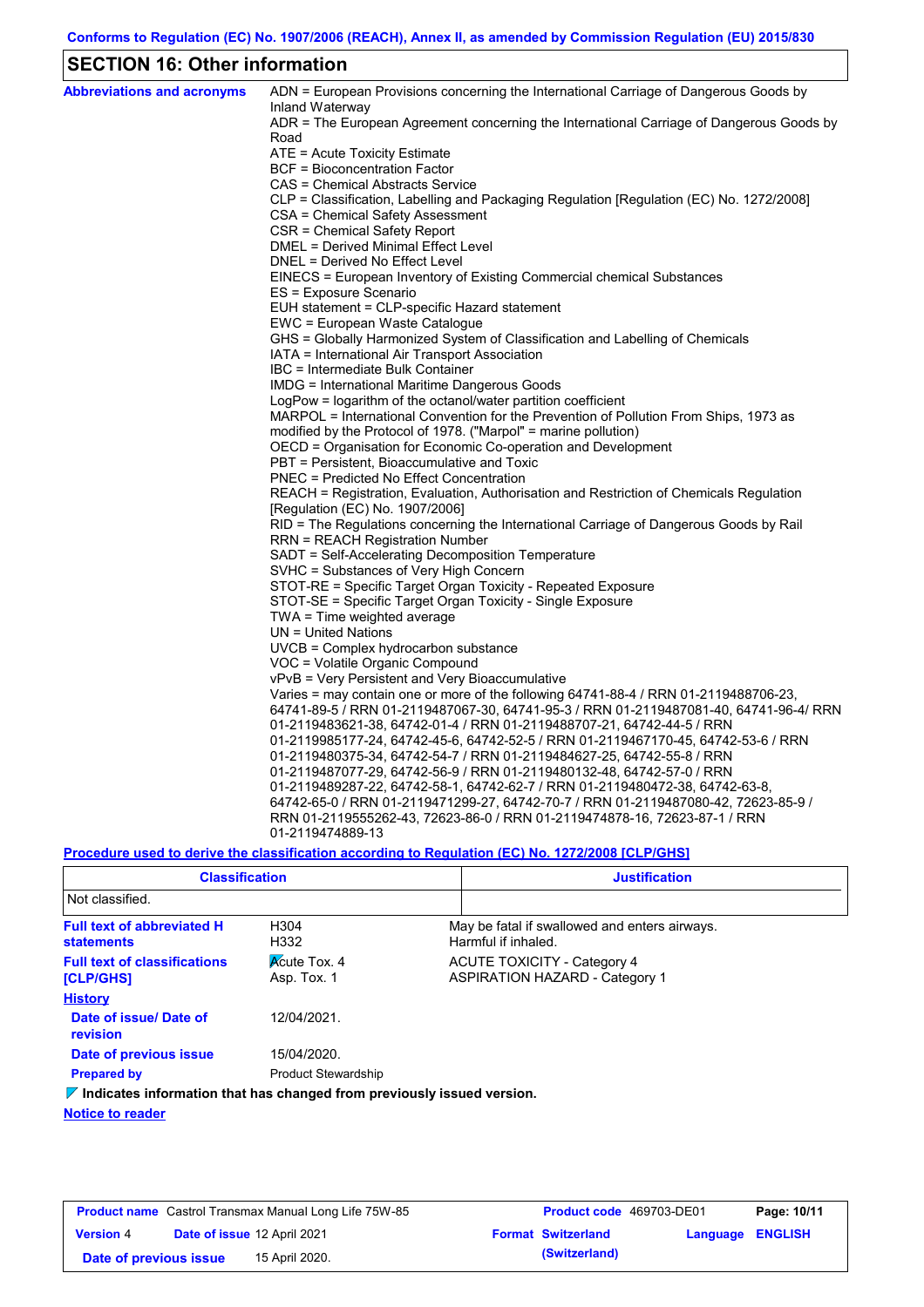Conforms to Regulation (EC) No. 1907/2006 (REACH), Annex II, as amended by Commission Regulation (EU) 2015/830

## SECTION 16: Other information

**Abbreviations and acronyms**

ADN = European Provisions concerning the International Carriage of Dangerous Goods by Inland Waterway
ADR = The European Agreement concerning the International Carriage of Dangerous Goods by Road
ATE = Acute Toxicity Estimate
BCF = Bioconcentration Factor
CAS = Chemical Abstracts Service
CLP = Classification, Labelling and Packaging Regulation [Regulation (EC) No. 1272/2008]
CSA = Chemical Safety Assessment
CSR = Chemical Safety Report
DMEL = Derived Minimal Effect Level
DNEL = Derived No Effect Level
EINECS = European Inventory of Existing Commercial chemical Substances
ES = Exposure Scenario
EUH statement = CLP-specific Hazard statement
EWC = European Waste Catalogue
GHS = Globally Harmonized System of Classification and Labelling of Chemicals
IATA = International Air Transport Association
IBC = Intermediate Bulk Container
IMDG = International Maritime Dangerous Goods
LogPow = logarithm of the octanol/water partition coefficient
MARPOL = International Convention for the Prevention of Pollution From Ships, 1973 as modified by the Protocol of 1978. ("Marpol" = marine pollution)
OECD = Organisation for Economic Co-operation and Development
PBT = Persistent, Bioaccumulative and Toxic
PNEC = Predicted No Effect Concentration
REACH = Registration, Evaluation, Authorisation and Restriction of Chemicals Regulation [Regulation (EC) No. 1907/2006]
RID = The Regulations concerning the International Carriage of Dangerous Goods by Rail
RRN = REACH Registration Number
SADT = Self-Accelerating Decomposition Temperature
SVHC = Substances of Very High Concern
STOT-RE = Specific Target Organ Toxicity - Repeated Exposure
STOT-SE = Specific Target Organ Toxicity - Single Exposure
TWA = Time weighted average
UN = United Nations
UVCB = Complex hydrocarbon substance
VOC = Volatile Organic Compound
vPvB = Very Persistent and Very Bioaccumulative
Varies = may contain one or more of the following 64741-88-4 / RRN 01-2119488706-23, 64741-89-5 / RRN 01-2119487067-30, 64741-95-3 / RRN 01-2119487081-40, 64741-96-4/ RRN 01-2119483621-38, 64742-01-4 / RRN 01-2119488707-21, 64742-44-5 / RRN 01-2119985177-24, 64742-45-6, 64742-52-5 / RRN 01-2119467170-45, 64742-53-6 / RRN 01-2119480375-34, 64742-54-7 / RRN 01-2119484627-25, 64742-55-8 / RRN 01-2119487077-29, 64742-56-9 / RRN 01-2119480132-48, 64742-57-0 / RRN 01-2119489287-22, 64742-58-1, 64742-62-7 / RRN 01-2119480472-38, 64742-63-8, 64742-65-0 / RRN 01-2119471299-27, 64742-70-7 / RRN 01-2119487080-42, 72623-85-9 / RRN 01-2119555262-43, 72623-86-0 / RRN 01-2119474878-16, 72623-87-1 / RRN 01-2119474889-13

**Procedure used to derive the classification according to Regulation (EC) No. 1272/2008 [CLP/GHS]**

| Classification | Justification |
|---|---|
| Not classified. | |

**Full text of abbreviated H statements**

| | |
|---|---|
| H304 | May be fatal if swallowed and enters airways. |
| H332 | Harmful if inhaled. |

**Full text of classifications [CLP/GHS]**

| | |
|---|---|
| Acute Tox. 4 | ACUTE TOXICITY - Category 4 |
| Asp. Tox. 1 | ASPIRATION HAZARD - Category 1 |

**History**

**Date of issue/ Date of revision**: 12/04/2021.

**Date of previous issue**: 15/04/2020.

**Prepared by**: Product Stewardship

**Indicates information that has changed from previously issued version.**

**Notice to reader**

| Product name | Castrol Transmax Manual Long Life 75W-85 | Product code | 469703-DE01 |
|---|---|---|---|
| Version | 4 | Date of issue | 12 April 2021 |
| Format | Switzerland (Switzerland) | Language | ENGLISH |
| Date of previous issue | 15 April 2020. | | |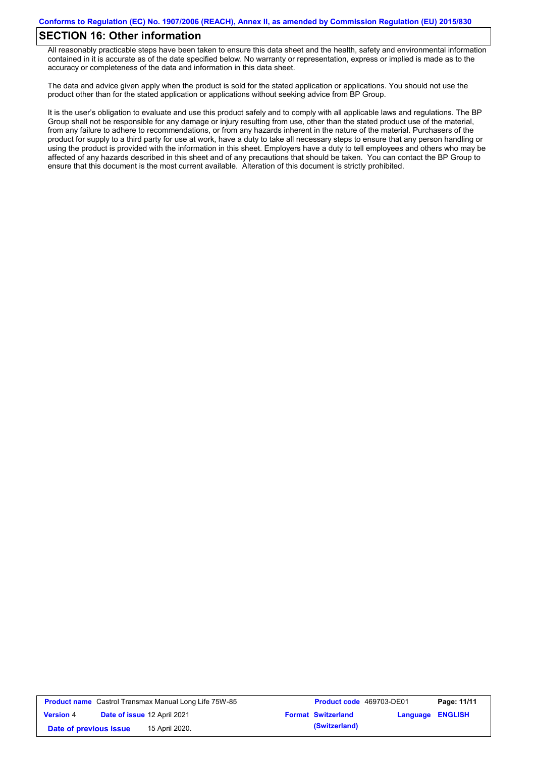## SECTION 16: Other information

All reasonably practicable steps have been taken to ensure this data sheet and the health, safety and environmental information contained in it is accurate as of the date specified below. No warranty or representation, express or implied is made as to the accuracy or completeness of the data and information in this data sheet.

The data and advice given apply when the product is sold for the stated application or applications. You should not use the product other than for the stated application or applications without seeking advice from BP Group.

It is the user's obligation to evaluate and use this product safely and to comply with all applicable laws and regulations. The BP Group shall not be responsible for any damage or injury resulting from use, other than the stated product use of the material, from any failure to adhere to recommendations, or from any hazards inherent in the nature of the material. Purchasers of the product for supply to a third party for use at work, have a duty to take all necessary steps to ensure that any person handling or using the product is provided with the information in this sheet. Employers have a duty to tell employees and others who may be affected of any hazards described in this sheet and of any precautions that should be taken. You can contact the BP Group to ensure that this document is the most current available. Alteration of this document is strictly prohibited.